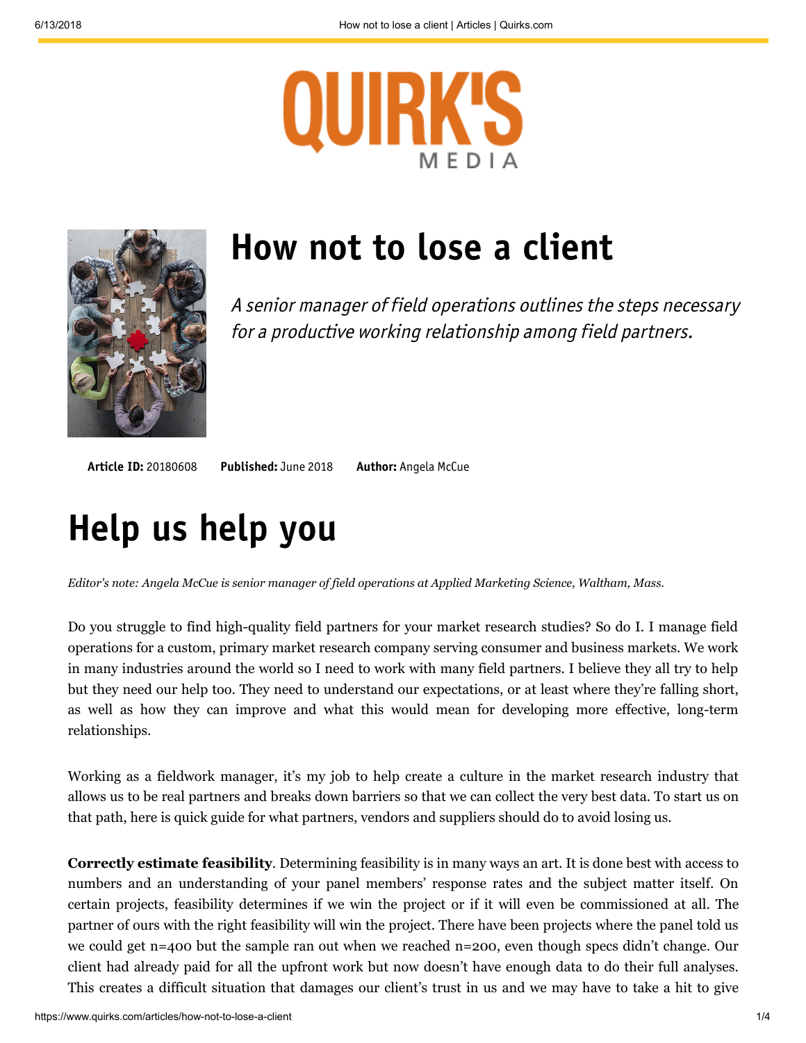# How not to lose a client

*A senior manager of field operations outlines the steps necessary for a productive working relationship among field partners.*

**Article ID:** 20180608 **Published:** June 2018 **Author:** Angela McCue

## Help us help you

*Editor's note: Angela McCue is senior manager of field operations at Applied Marketing Science, Waltham, Mass.*

Do you struggle to find high-quality field partners for your market research studies? So do I. I manage field operations for a custom, primary market research company serving consumer and business markets. We work in many industries around the world so I need to work with many field partners. I believe they all try to help but they need our help too. They need to understand our expectations, or at least where they're falling short, as well as how they can improve and what this would mean for developing more effective, long-term relationships.

Working as a fieldwork manager, it's my job to help create a culture in the market research industry that allows us to be real partners and breaks down barriers so that we can collect the very best data. To start us on that path, here is quick guide for what partners, vendors and suppliers should do to avoid losing us.

**Correctly estimate feasibility**. Determining feasibility is in many ways an art. It is done best with access to numbers and an understanding of your panel members' response rates and the subject matter itself. On certain projects, feasibility determines if we win the project or if it will even be commissioned at all. The partner of ours with the right feasibility will win the project. There have been projects where the panel told us we could get n=400 but the sample ran out when we reached n=200, even though specs didn't change. Our client had already paid for all the upfront work but now doesn't have enough data to do their full analyses. This creates a difficult situation that damages our client's trust in us and we may have to take a hit to give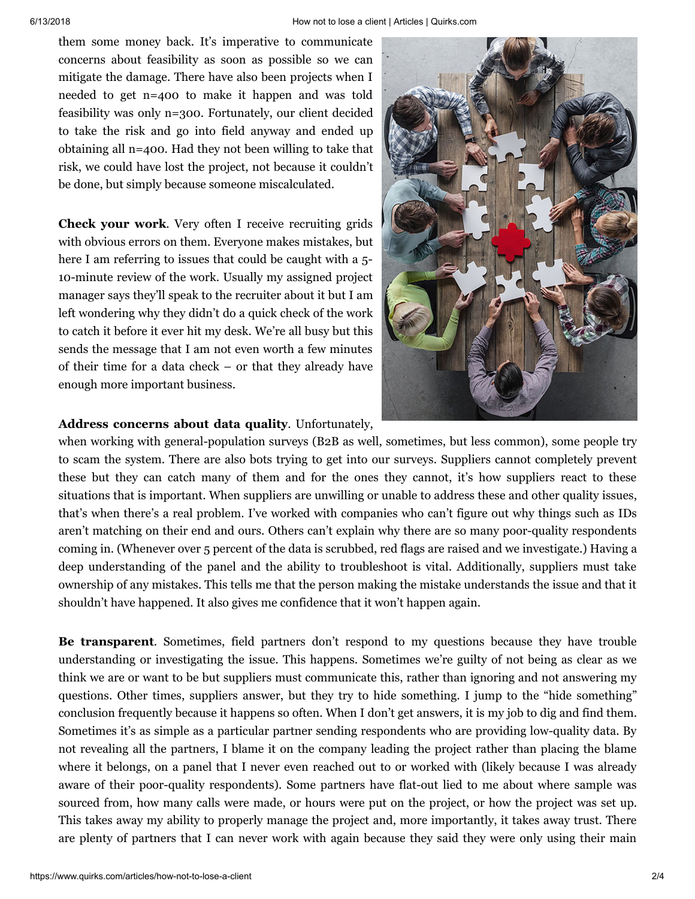them some money back. It's imperative to communicate concerns about feasibility as soon as possible so we can mitigate the damage. There have also been projects when I needed to get n=400 to make it happen and was told feasibility was only n=300. Fortunately, our client decided to take the risk and go into field anyway and ended up obtaining all n=400. Had they not been willing to take that risk, we could have lost the project, not because it couldn't be done, but simply because someone miscalculated.

**Check your work**. Very often I receive recruiting grids with obvious errors on them. Everyone makes mistakes, but here I am referring to issues that could be caught with a 5-10-minute review of the work. Usually my assigned project manager says they'll speak to the recruiter about it but I am left wondering why they didn't do a quick check of the work to catch it before it ever hit my desk. We're all busy but this sends the message that I am not even worth a few minutes of their time for a data check – or that they already have enough more important business.

**Address concerns about data quality**. Unfortunately, when working with general-population surveys (B2B as well, sometimes, but less common), some people try to scam the system. There are also bots trying to get into our surveys. Suppliers cannot completely prevent these but they can catch many of them and for the ones they cannot, it's how suppliers react to these situations that is important. When suppliers are unwilling or unable to address these and other quality issues, that's when there's a real problem. I've worked with companies who can't figure out why things such as IDs aren't matching on their end and ours. Others can't explain why there are so many poor-quality respondents coming in. (Whenever over 5 percent of the data is scrubbed, red flags are raised and we investigate.) Having a deep understanding of the panel and the ability to troubleshoot is vital. Additionally, suppliers must take ownership of any mistakes. This tells me that the person making the mistake understands the issue and that it shouldn't have happened. It also gives me confidence that it won't happen again.

**Be transparent**. Sometimes, field partners don't respond to my questions because they have trouble understanding or investigating the issue. This happens. Sometimes we're guilty of not being as clear as we think we are or want to be but suppliers must communicate this, rather than ignoring and not answering my questions. Other times, suppliers answer, but they try to hide something. I jump to the "hide something" conclusion frequently because it happens so often. When I don't get answers, it is my job to dig and find them. Sometimes it's as simple as a particular partner sending respondents who are providing low-quality data. By not revealing all the partners, I blame it on the company leading the project rather than placing the blame where it belongs, on a panel that I never even reached out to or worked with (likely because I was already aware of their poor-quality respondents). Some partners have flat-out lied to me about where sample was sourced from, how many calls were made, or hours were put on the project, or how the project was set up. This takes away my ability to properly manage the project and, more importantly, it takes away trust. There are plenty of partners that I can never work with again because they said they were only using their main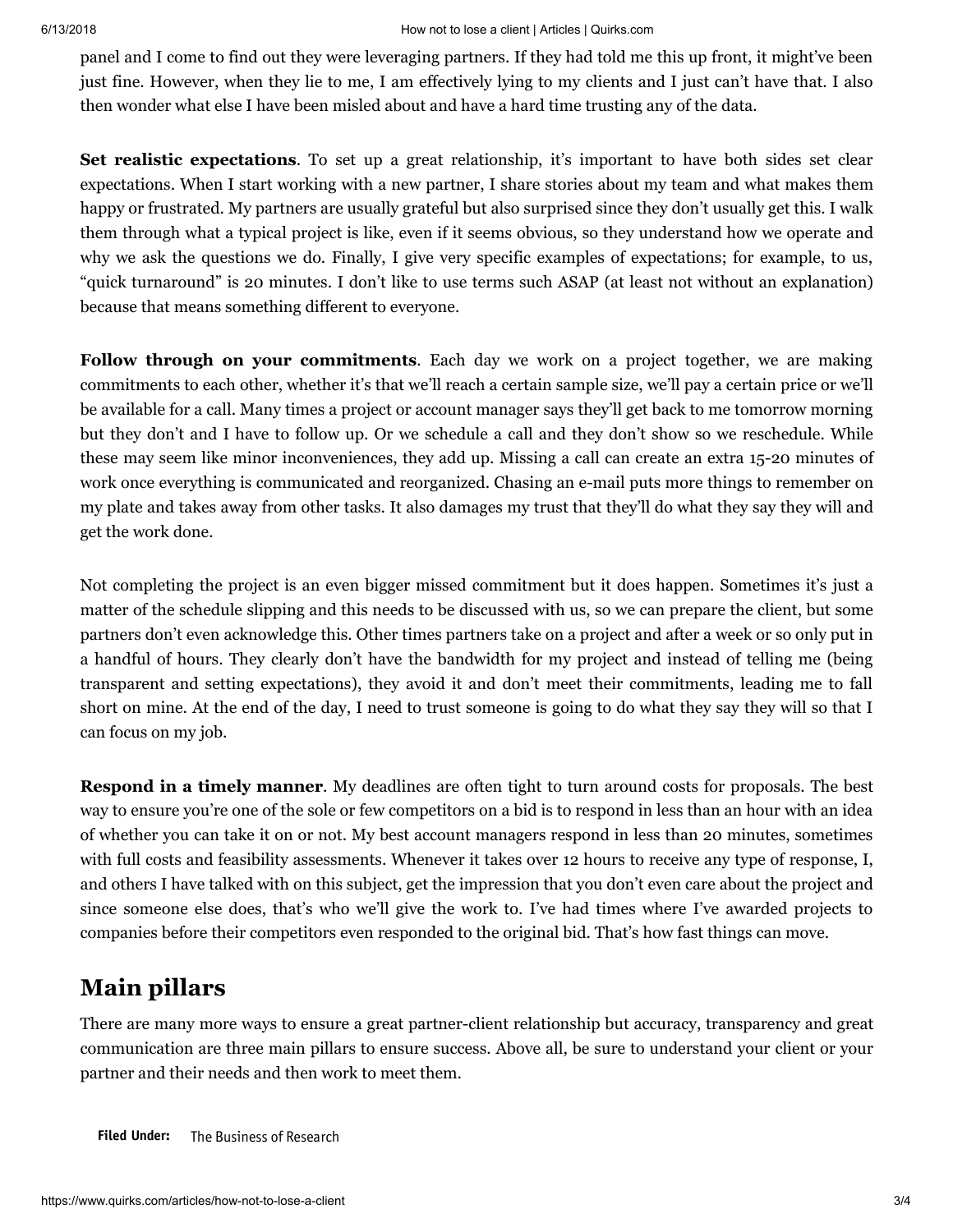panel and I come to find out they were leveraging partners. If they had told me this up front, it might've been just fine. However, when they lie to me, I am effectively lying to my clients and I just can't have that. I also then wonder what else I have been misled about and have a hard time trusting any of the data.

**Set realistic expectations**. To set up a great relationship, it's important to have both sides set clear expectations. When I start working with a new partner, I share stories about my team and what makes them happy or frustrated. My partners are usually grateful but also surprised since they don't usually get this. I walk them through what a typical project is like, even if it seems obvious, so they understand how we operate and why we ask the questions we do. Finally, I give very specific examples of expectations; for example, to us, "quick turnaround" is 20 minutes. I don't like to use terms such ASAP (at least not without an explanation) because that means something different to everyone.

**Follow through on your commitments**. Each day we work on a project together, we are making commitments to each other, whether it's that we'll reach a certain sample size, we'll pay a certain price or we'll be available for a call. Many times a project or account manager says they'll get back to me tomorrow morning but they don't and I have to follow up. Or we schedule a call and they don't show so we reschedule. While these may seem like minor inconveniences, they add up. Missing a call can create an extra 15-20 minutes of work once everything is communicated and reorganized. Chasing an e-mail puts more things to remember on my plate and takes away from other tasks. It also damages my trust that they'll do what they say they will and get the work done.

Not completing the project is an even bigger missed commitment but it does happen. Sometimes it's just a matter of the schedule slipping and this needs to be discussed with us, so we can prepare the client, but some partners don't even acknowledge this. Other times partners take on a project and after a week or so only put in a handful of hours. They clearly don't have the bandwidth for my project and instead of telling me (being transparent and setting expectations), they avoid it and don't meet their commitments, leading me to fall short on mine. At the end of the day, I need to trust someone is going to do what they say they will so that I can focus on my job.

**Respond in a timely manner**. My deadlines are often tight to turn around costs for proposals. The best way to ensure you're one of the sole or few competitors on a bid is to respond in less than an hour with an idea of whether you can take it on or not. My best account managers respond in less than 20 minutes, sometimes with full costs and feasibility assessments. Whenever it takes over 12 hours to receive any type of response, I, and others I have talked with on this subject, get the impression that you don't even care about the project and since someone else does, that's who we'll give the work to. I've had times where I've awarded projects to companies before their competitors even responded to the original bid. That's how fast things can move.

## Main pillars

There are many more ways to ensure a great partner-client relationship but accuracy, transparency and great communication are three main pillars to ensure success. Above all, be sure to understand your client or your partner and their needs and then work to meet them.

**Filed Under:** The Business of Research